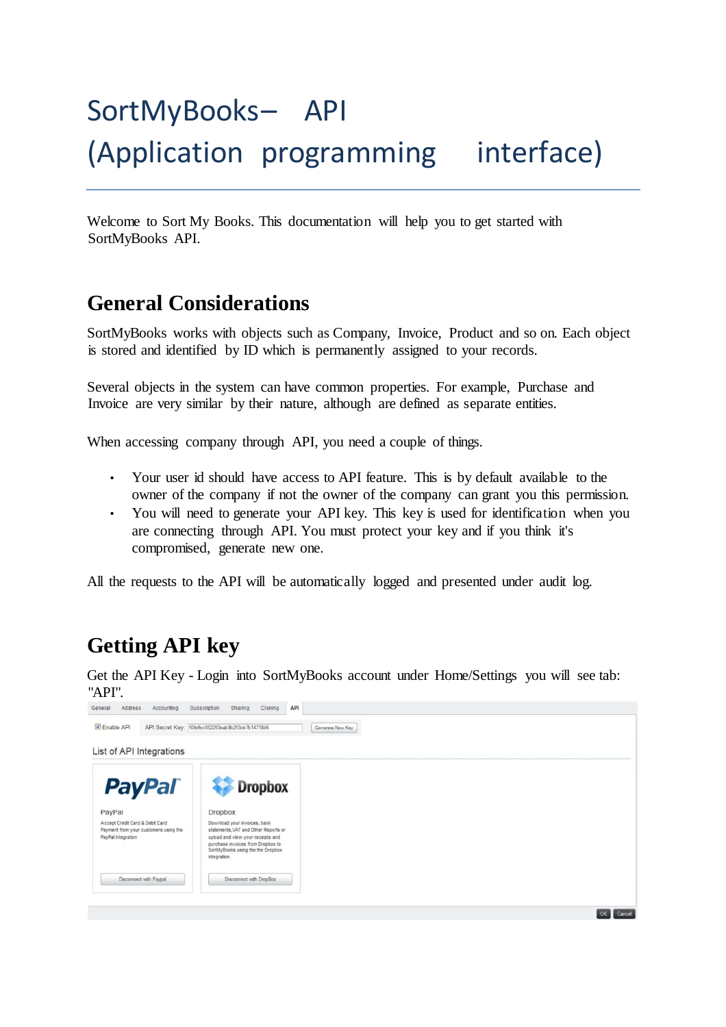# SortMyBooks– API (Application programming interface)

Welcome to Sort My Books. This documentation will help you to get started with SortMyBooks API.

## General Considerations

SortMyBooks works with objects such as Company, Invoice, Product and so on. Each object is stored and identified by ID which is permanently assigned to your records.

Several objects in the system can have common properties. For example, Purchase and Invoice are very similar by their nature, although are defined as separate entities.

When accessing company through API, you need a couple of things.

- Your user id should have access to API feature. This is by default available to the owner of the company if not the owner of the company can grant you this permission.
- You will need to generate your API key. This key is used for identification when you are connecting through API. You must protect your key and if you think it's compromised, generate new one.

All the requests to the API will be automatically logged and presented under audit log.

## Getting API key

Get the API Key - Login into SortMyBooks account under Home/Settings you will see tab: "API".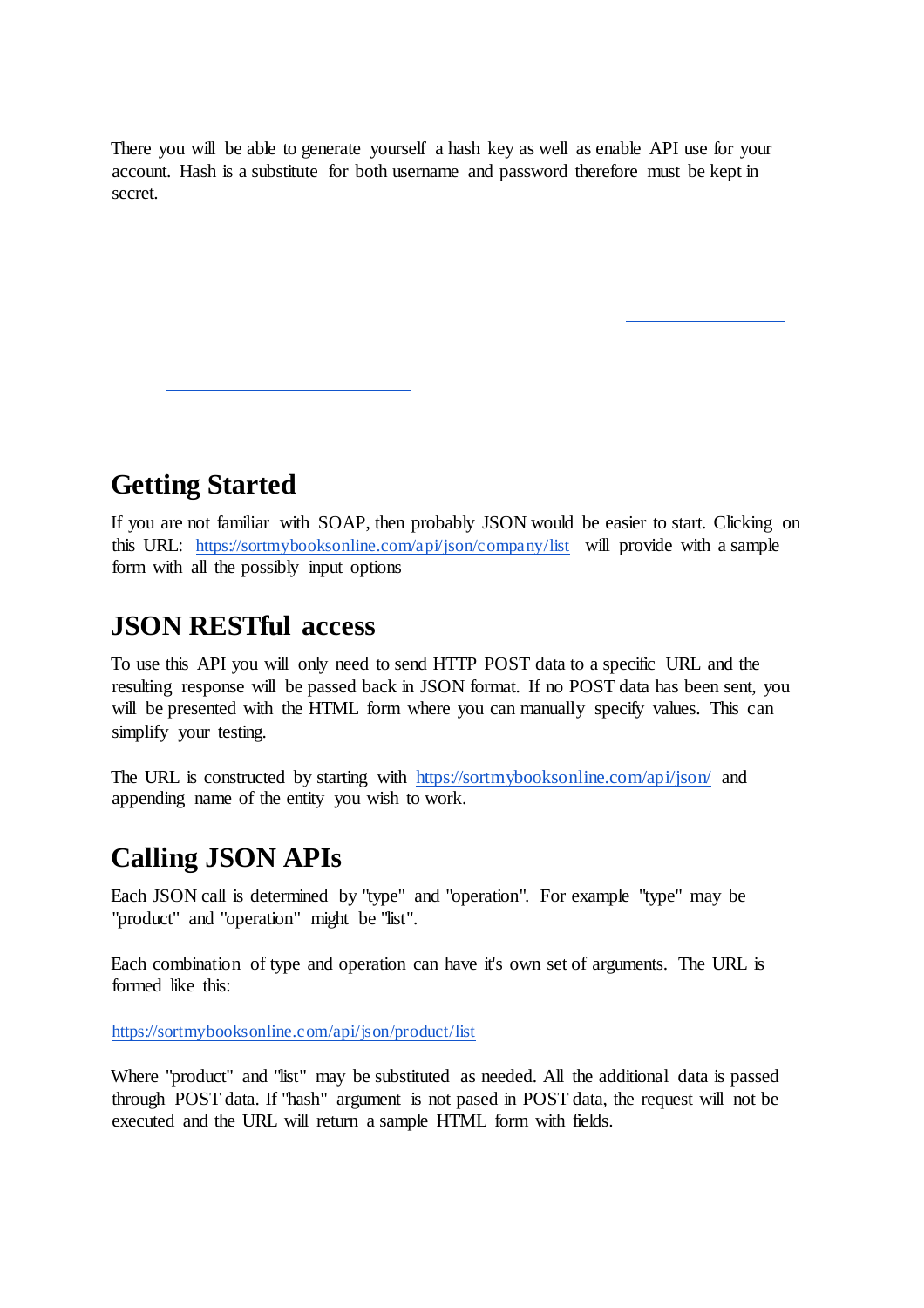There you will be able to generate yourself a hash key as well as enable API use for your account. Hash is a substitute for both username and password therefore must be kept in secret.

## Getting Started

If you are not familiar with SOAP, then probably JSON would be easier to start. Clicking on this URL: https://sortmybooksonline.com/api/json/company/list will provide with a sample form with all the possibly input options

## JSON RESTful access

To use this API you will only need to send HTTP POST data to a specific URL and the resulting response will be passed back in JSON format. If no POST data has been sent, you will be presented with the HTML form where you can manually specify values. This can simplify your testing.

The URL is constructed by starting with https://sortmybooksonline.com/api/json/ and appending name of the entity you wish to work.

## Calling JSON APIs

Each JSON call is determined by "type" and "operation". For example "type" may be "product" and "operation" might be "list".

Each combination of type and operation can have it's own set of arguments. The URL is formed like this:

https://sortmybooksonline.com/api/json/product/list

Where "product" and "list" may be substituted as needed. All the additional data is passed through POST data. If "hash" argument is not pased in POST data, the request will not be executed and the URL will return a sample HTML form with fields.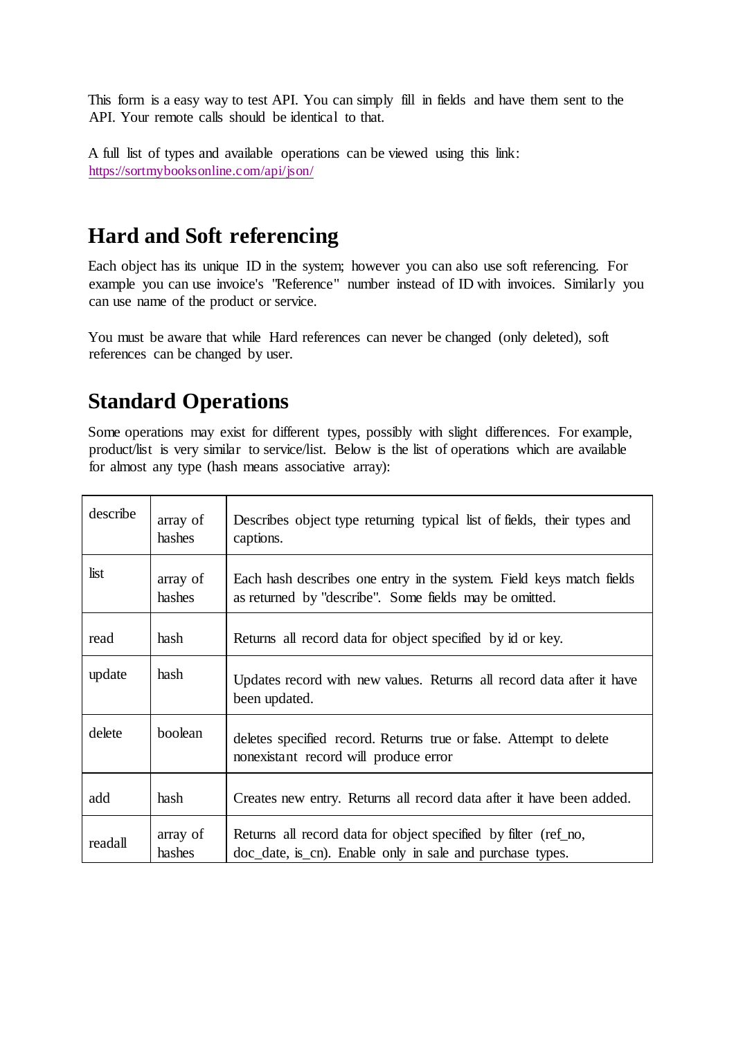This form is a easy way to test API. You can simply fill in fields and have them sent to the API. Your remote calls should be identical to that.

A full list of types and available operations can be viewed using this link: https://sortmybooksonline.com/api/json/

## Hard and Soft referencing

Each object has its unique ID in the system; however you can also use soft referencing. For example you can use invoice's "Reference" number instead of ID with invoices. Similarly you can use name of the product or service.

You must be aware that while Hard references can never be changed (only deleted), soft references can be changed by user.

## Standard Operations

Some operations may exist for different types, possibly with slight differences. For example, product/list is very similar to service/list. Below is the list of operations which are available for almost any type (hash means associative array):

| | | |
|---|---|---|
| describe | array of hashes | Describes object type returning typical list of fields, their types and captions. |
| list | array of hashes | Each hash describes one entry in the system. Field keys match fields as returned by "describe". Some fields may be omitted. |
| read | hash | Returns all record data for object specified by id or key. |
| update | hash | Updates record with new values. Returns all record data after it have been updated. |
| delete | boolean | deletes specified record. Returns true or false. Attempt to delete nonexistant record will produce error |
| add | hash | Creates new entry. Returns all record data after it have been added. |
| readall | array of hashes | Returns all record data for object specified by filter (ref_no, doc_date, is_cn). Enable only in sale and purchase types. |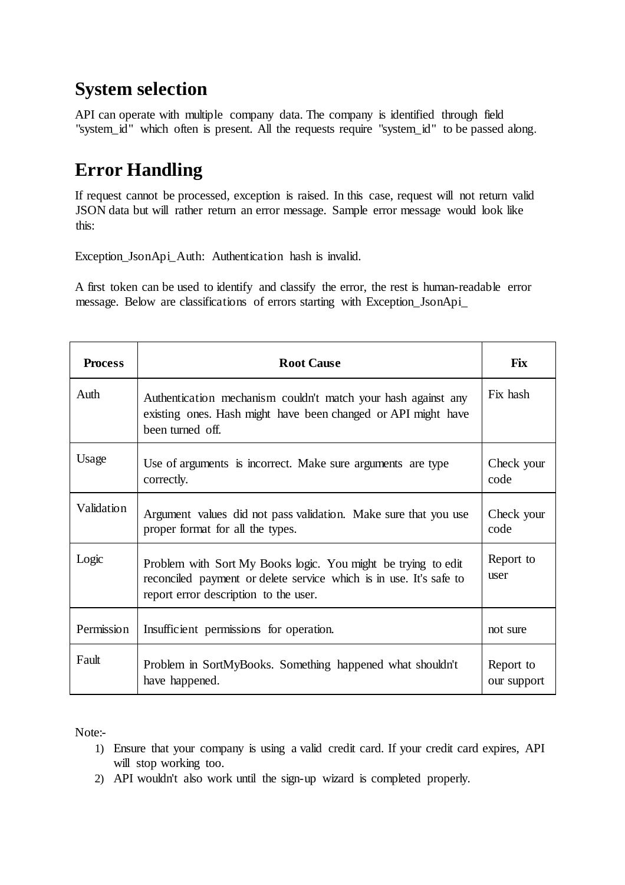## System selection

API can operate with multiple company data. The company is identified through field "system_id" which often is present. All the requests require "system_id" to be passed along.

## Error Handling

If request cannot be processed, exception is raised. In this case, request will not return valid JSON data but will rather return an error message. Sample error message would look like this:

Exception_JsonApi_Auth: Authentication hash is invalid.

A first token can be used to identify and classify the error, the rest is human-readable error message. Below are classifications of errors starting with Exception_JsonApi_

| Process | Root Cause | Fix |
|---|---|---|
| Auth | Authentication mechanism couldn't match your hash against any existing ones. Hash might have been changed or API might have been turned off. | Fix hash |
| Usage | Use of arguments is incorrect. Make sure arguments are type correctly. | Check your code |
| Validation | Argument values did not pass validation. Make sure that you use proper format for all the types. | Check your code |
| Logic | Problem with Sort My Books logic. You might be trying to edit reconciled payment or delete service which is in use. It's safe to report error description to the user. | Report to user |
| Permission | Insufficient permissions for operation. | not sure |
| Fault | Problem in SortMyBooks. Something happened what shouldn't have happened. | Report to our support |

Note:-

1) Ensure that your company is using a valid credit card. If your credit card expires, API will stop working too.
2) API wouldn't also work until the sign-up wizard is completed properly.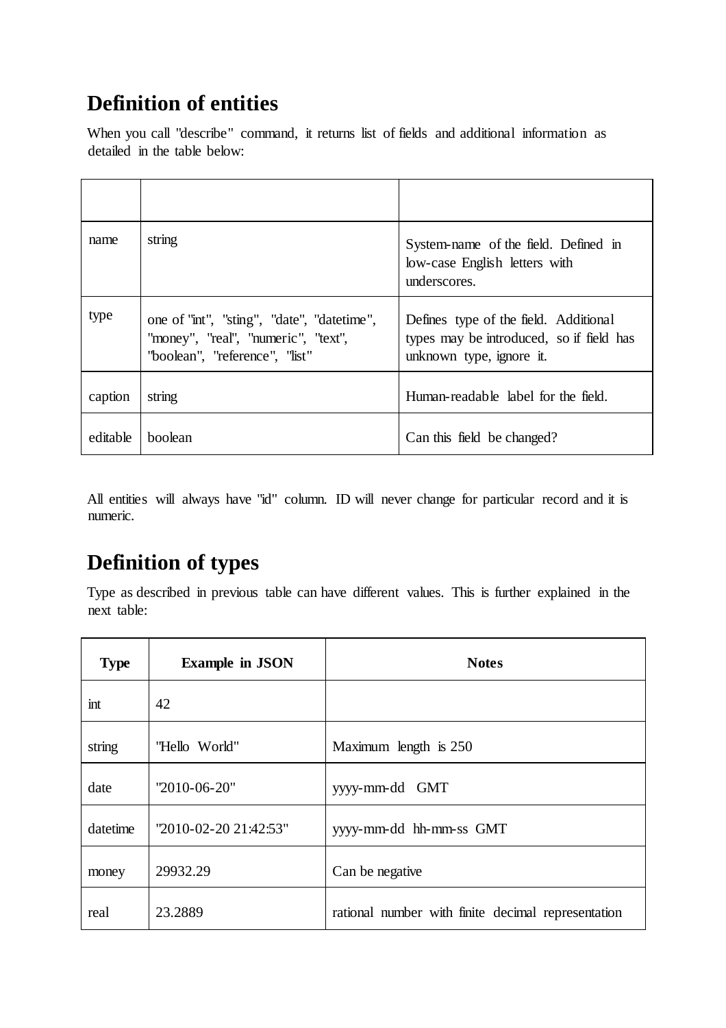## Definition of entities

When you call "describe" command, it returns list of fields and additional information as detailed in the table below:

| | | |
|---|---|---|
| name | string | System-name of the field. Defined in low-case English letters with underscores. |
| type | one of "int", "sting", "date", "datetime", "money", "real", "numeric", "text", "boolean", "reference", "list" | Defines type of the field. Additional types may be introduced, so if field has unknown type, ignore it. |
| caption | string | Human-readable label for the field. |
| editable | boolean | Can this field be changed? |

All entities will always have "id" column. ID will never change for particular record and it is numeric.

## Definition of types

Type as described in previous table can have different values. This is further explained in the next table:

| Type | Example in JSON | Notes |
|---|---|---|
| int | 42 | |
| string | "Hello World" | Maximum length is 250 |
| date | "2010-06-20" | yyyy-mm-dd GMT |
| datetime | "2010-02-20 21:42:53" | yyyy-mm-dd hh-mm-ss GMT |
| money | 29932.29 | Can be negative |
| real | 23.2889 | rational number with finite decimal representation |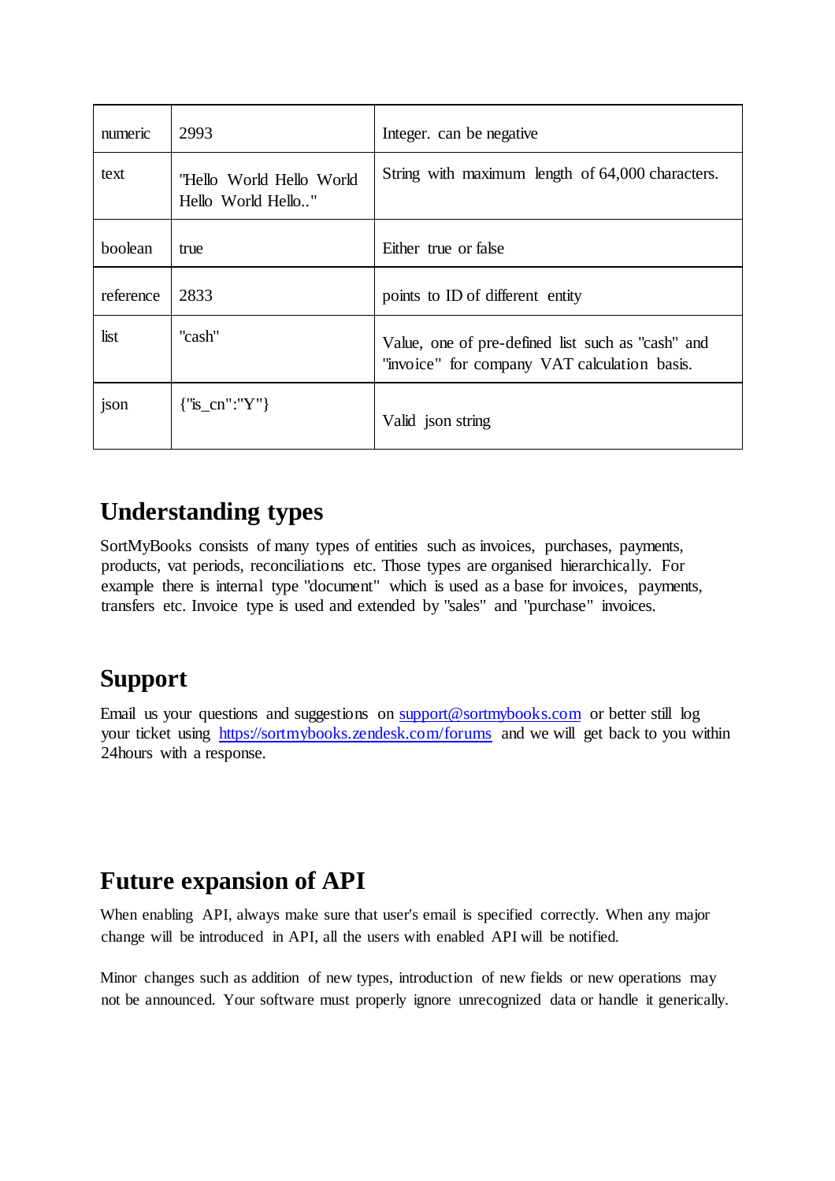| numeric | 2993 | Integer. can be negative |
|---|---|---|
| text | "Hello World Hello World Hello World Hello.." | String with maximum length of 64,000 characters. |
| boolean | true | Either true or false |
| reference | 2833 | points to ID of different entity |
| list | "cash" | Value, one of pre-defined list such as "cash" and "invoice" for company VAT calculation basis. |
| json | {"is_cn":"Y"} | Valid json string |

## Understanding types

SortMyBooks consists of many types of entities such as invoices, purchases, payments, products, vat periods, reconciliations etc. Those types are organised hierarchically. For example there is internal type "document" which is used as a base for invoices, payments, transfers etc. Invoice type is used and extended by "sales" and "purchase" invoices.

## Support

Email us your questions and suggestions on support@sortmybooks.com or better still log your ticket using https://sortmybooks.zendesk.com/forums and we will get back to you within 24hours with a response.

## Future expansion of API

When enabling API, always make sure that user's email is specified correctly. When any major change will be introduced in API, all the users with enabled API will be notified.

Minor changes such as addition of new types, introduction of new fields or new operations may not be announced. Your software must properly ignore unrecognized data or handle it generically.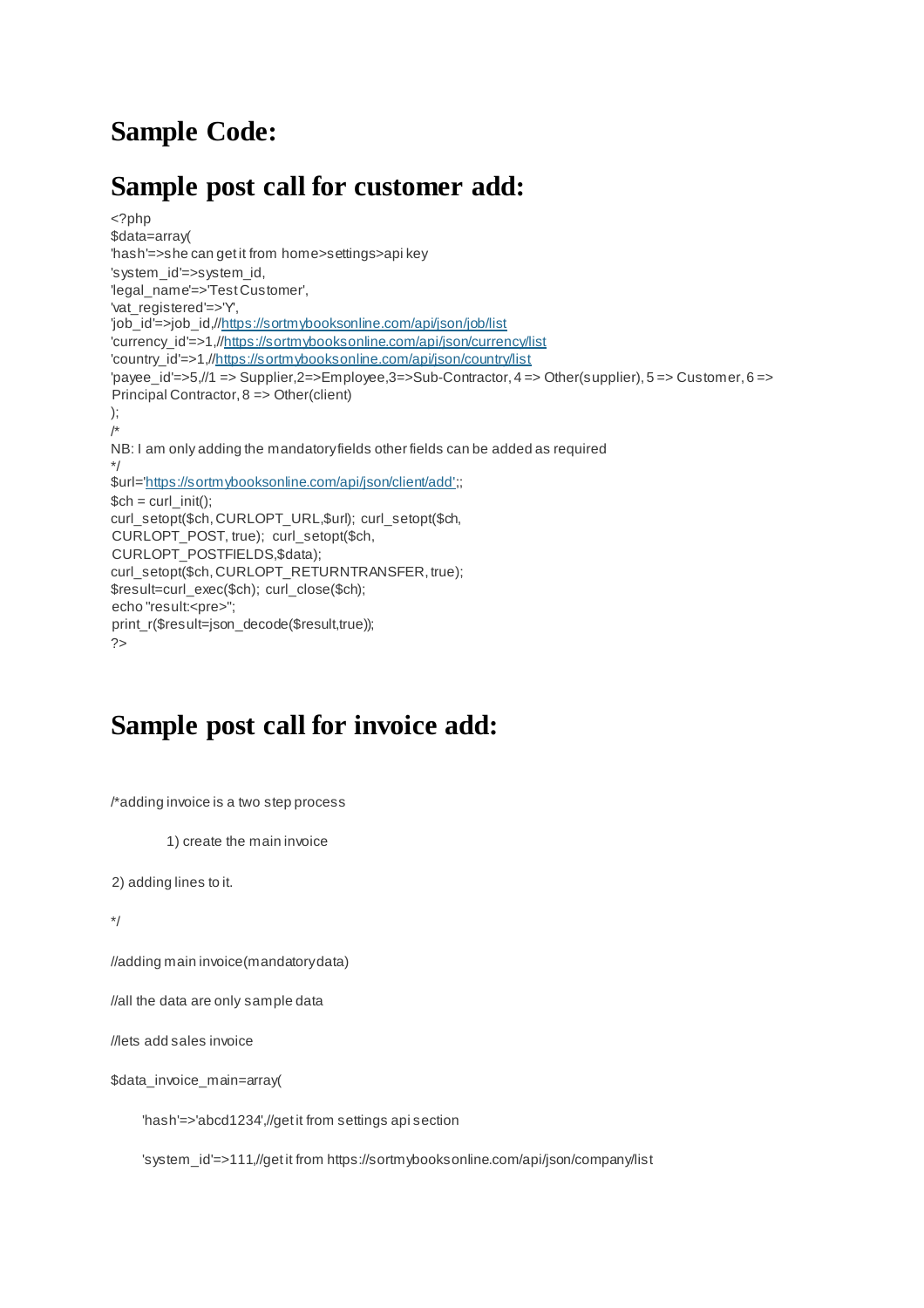# Sample Code:

# Sample post call for customer add:

```php
<?php
$data=array(
'hash'=>she can get it from home>settings>api key
'system_id'=>system_id,
'legal_name'=>'Test Customer',
'vat_registered'=>'Y',
'job_id'=>job_id,//https://sortmybooksonline.com/api/json/job/list
'currency_id'=>1,//https://sortmybooksonline.com/api/json/currency/list
'country_id'=>1,//https://sortmybooksonline.com/api/json/country/list
'payee_id'=>5,//1 => Supplier,2=>Employee,3=>Sub-Contractor, 4 => Other(supplier), 5 => Customer, 6 =>
Principal Contractor, 8 => Other(client)
);
/*
NB: I am only adding the mandatory fields other fields can be added as required
*/
$url='https://sortmybooksonline.com/api/json/client/add';;
$ch = curl_init();
curl_setopt($ch, CURLOPT_URL,$url); curl_setopt($ch,
CURLOPT_POST, true); curl_setopt($ch,
CURLOPT_POSTFIELDS,$data);
curl_setopt($ch, CURLOPT_RETURNTRANSFER, true);
$result=curl_exec($ch); curl_close($ch);
echo "result:<pre>";
print_r($result=json_decode($result,true));
?>
```

# Sample post call for invoice add:

```php
/*adding invoice is a two step process

        1) create the main invoice

2) adding lines to it.

*/

//adding main invoice(mandatory data)

//all the data are only sample data

//lets add sales invoice

$data_invoice_main=array(

    'hash'=>'abcd1234',//get it from settings api section

    'system_id'=>111,//get it from https://sortmybooksonline.com/api/json/company/list
```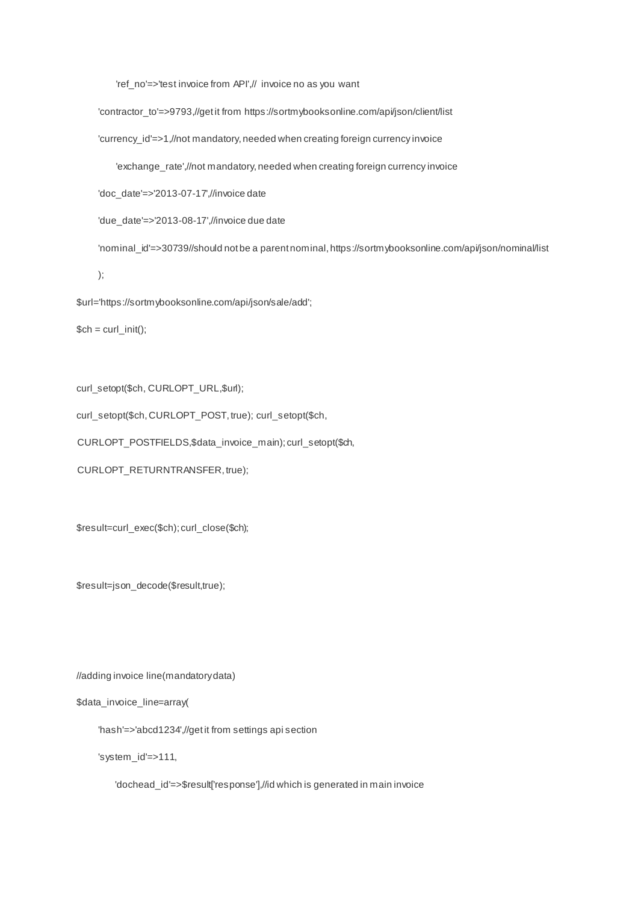```php
        'ref_no'=>'test invoice from API',//  invoice no as you want

    'contractor_to'=>9793,//get it from https://sortmybooksonline.com/api/json/client/list

    'currency_id'=>1,//not mandatory, needed when creating foreign currency invoice

        'exchange_rate',//not mandatory, needed when creating foreign currency invoice

    'doc_date'=>'2013-07-17',//invoice date

    'due_date'=>'2013-08-17',//invoice due date

    'nominal_id'=>30739//should not be a parent nominal, https://sortmybooksonline.com/api/json/nominal/list

    );

$url='https://sortmybooksonline.com/api/json/sale/add';

$ch = curl_init();


curl_setopt($ch, CURLOPT_URL,$url);

curl_setopt($ch, CURLOPT_POST, true); curl_setopt($ch,

CURLOPT_POSTFIELDS,$data_invoice_main); curl_setopt($ch,

CURLOPT_RETURNTRANSFER, true);


$result=curl_exec($ch); curl_close($ch);


$result=json_decode($result,true);



//adding invoice line(mandatory data)

$data_invoice_line=array(

    'hash'=>'abcd1234',//get it from settings api section

    'system_id'=>111,

        'dochead_id'=>$result['response'],//id which is generated in main invoice
```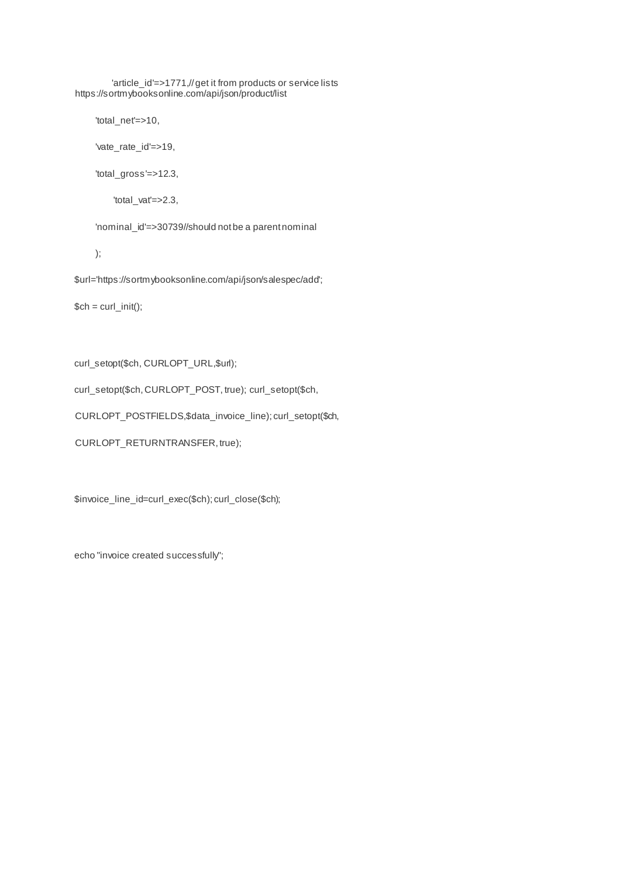```
            'article_id'=>1771,// get it from products or service lists
https://sortmybooksonline.com/api/json/product/list

        'total_net'=>10,

        'vate_rate_id'=>19,

        'total_gross'=>12.3,

              'total_vat'=>2.3,

        'nominal_id'=>30739//should not be a parent nominal

        );

$url='https://sortmybooksonline.com/api/json/salespec/add';

$ch = curl_init();



curl_setopt($ch, CURLOPT_URL,$url);

curl_setopt($ch, CURLOPT_POST, true); curl_setopt($ch,

CURLOPT_POSTFIELDS,$data_invoice_line); curl_setopt($ch,

CURLOPT_RETURNTRANSFER, true);



$invoice_line_id=curl_exec($ch); curl_close($ch);



echo "invoice created successfully";
```